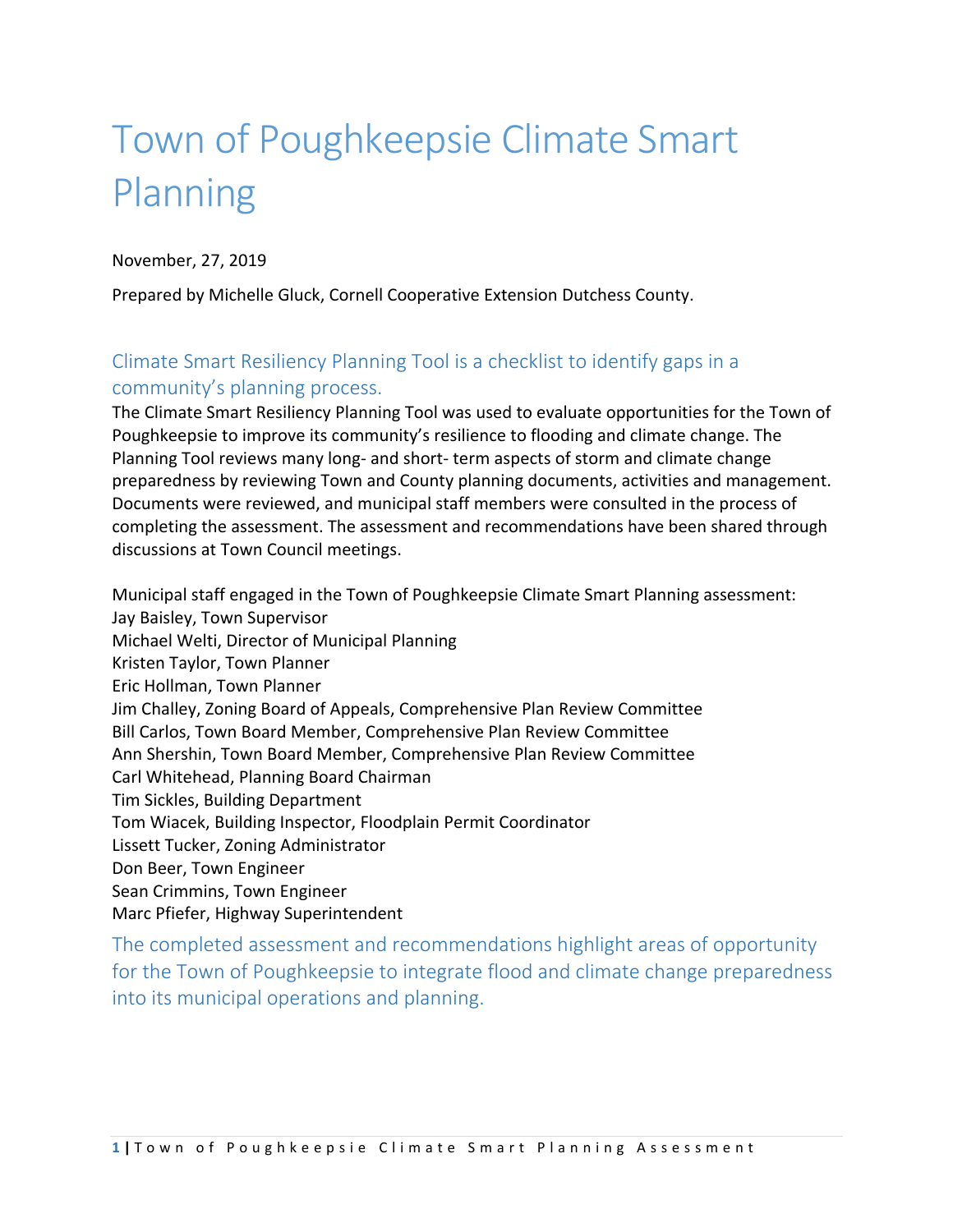# Town of Poughkeepsie Climate Smart Planning

November, 27, 2019

Prepared by Michelle Gluck, Cornell Cooperative Extension Dutchess County.

## Climate Smart Resiliency Planning Tool is a checklist to identify gaps in a community's planning process.

The Climate Smart Resiliency Planning Tool was used to evaluate opportunities for the Town of Poughkeepsie to improve its community's resilience to flooding and climate change. The Planning Tool reviews many long- and short- term aspects of storm and climate change preparedness by reviewing Town and County planning documents, activities and management. Documents were reviewed, and municipal staff members were consulted in the process of completing the assessment. The assessment and recommendations have been shared through discussions at Town Council meetings.

Municipal staff engaged in the Town of Poughkeepsie Climate Smart Planning assessment:
Jay Baisley, Town Supervisor
Michael Welti, Director of Municipal Planning
Kristen Taylor, Town Planner
Eric Hollman, Town Planner
Jim Challey, Zoning Board of Appeals, Comprehensive Plan Review Committee
Bill Carlos, Town Board Member, Comprehensive Plan Review Committee
Ann Shershin, Town Board Member, Comprehensive Plan Review Committee
Carl Whitehead, Planning Board Chairman
Tim Sickles, Building Department
Tom Wiacek, Building Inspector, Floodplain Permit Coordinator
Lissett Tucker, Zoning Administrator
Don Beer, Town Engineer
Sean Crimmins, Town Engineer
Marc Pfiefer, Highway Superintendent

## The completed assessment and recommendations highlight areas of opportunity for the Town of Poughkeepsie to integrate flood and climate change preparedness into its municipal operations and planning.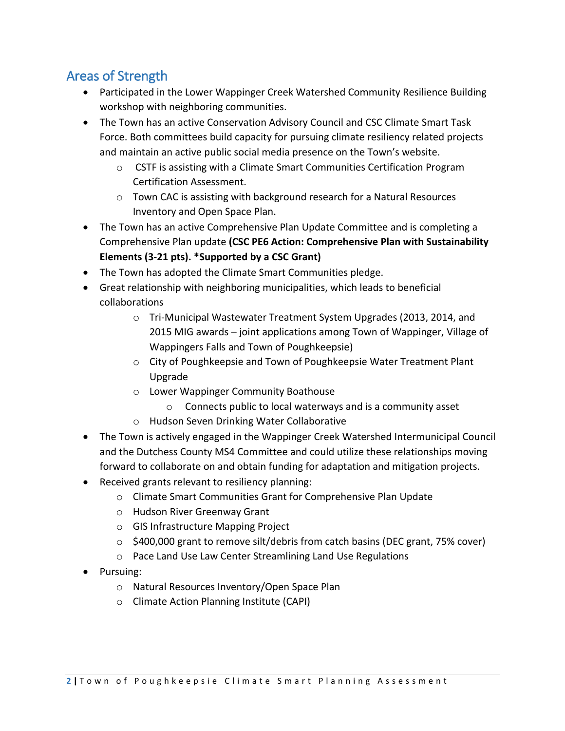## Areas of Strength

- Participated in the Lower Wappinger Creek Watershed Community Resilience Building workshop with neighboring communities.
- The Town has an active Conservation Advisory Council and CSC Climate Smart Task Force. Both committees build capacity for pursuing climate resiliency related projects and maintain an active public social media presence on the Town's website.
  - CSTF is assisting with a Climate Smart Communities Certification Program Certification Assessment.
  - Town CAC is assisting with background research for a Natural Resources Inventory and Open Space Plan.
- The Town has an active Comprehensive Plan Update Committee and is completing a Comprehensive Plan update **(CSC PE6 Action: Comprehensive Plan with Sustainability Elements (3-21 pts). *Supported by a CSC Grant)**
- The Town has adopted the Climate Smart Communities pledge.
- Great relationship with neighboring municipalities, which leads to beneficial collaborations
  - Tri-Municipal Wastewater Treatment System Upgrades (2013, 2014, and 2015 MIG awards – joint applications among Town of Wappinger, Village of Wappingers Falls and Town of Poughkeepsie)
  - City of Poughkeepsie and Town of Poughkeepsie Water Treatment Plant Upgrade
  - Lower Wappinger Community Boathouse
    - Connects public to local waterways and is a community asset
  - Hudson Seven Drinking Water Collaborative
- The Town is actively engaged in the Wappinger Creek Watershed Intermunicipal Council and the Dutchess County MS4 Committee and could utilize these relationships moving forward to collaborate on and obtain funding for adaptation and mitigation projects.
- Received grants relevant to resiliency planning:
  - Climate Smart Communities Grant for Comprehensive Plan Update
  - Hudson River Greenway Grant
  - GIS Infrastructure Mapping Project
  - $400,000 grant to remove silt/debris from catch basins (DEC grant, 75% cover)
  - Pace Land Use Law Center Streamlining Land Use Regulations
- Pursuing:
  - Natural Resources Inventory/Open Space Plan
  - Climate Action Planning Institute (CAPI)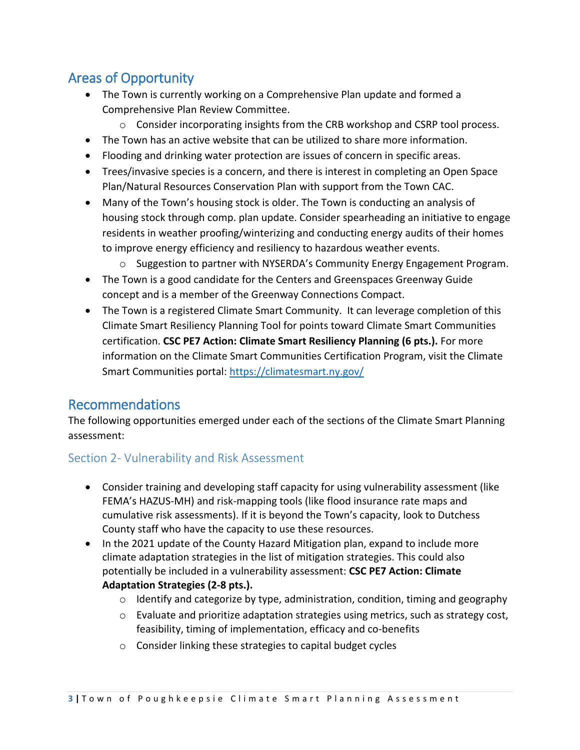## Areas of Opportunity

- The Town is currently working on a Comprehensive Plan update and formed a Comprehensive Plan Review Committee.
  - Consider incorporating insights from the CRB workshop and CSRP tool process.
- The Town has an active website that can be utilized to share more information.
- Flooding and drinking water protection are issues of concern in specific areas.
- Trees/invasive species is a concern, and there is interest in completing an Open Space Plan/Natural Resources Conservation Plan with support from the Town CAC.
- Many of the Town's housing stock is older. The Town is conducting an analysis of housing stock through comp. plan update. Consider spearheading an initiative to engage residents in weather proofing/winterizing and conducting energy audits of their homes to improve energy efficiency and resiliency to hazardous weather events.
  - Suggestion to partner with NYSERDA's Community Energy Engagement Program.
- The Town is a good candidate for the Centers and Greenspaces Greenway Guide concept and is a member of the Greenway Connections Compact.
- The Town is a registered Climate Smart Community. It can leverage completion of this Climate Smart Resiliency Planning Tool for points toward Climate Smart Communities certification. **CSC PE7 Action: Climate Smart Resiliency Planning (6 pts.).** For more information on the Climate Smart Communities Certification Program, visit the Climate Smart Communities portal: https://climatesmart.ny.gov/

## Recommendations

The following opportunities emerged under each of the sections of the Climate Smart Planning assessment:

### Section 2- Vulnerability and Risk Assessment

- Consider training and developing staff capacity for using vulnerability assessment (like FEMA's HAZUS-MH) and risk-mapping tools (like flood insurance rate maps and cumulative risk assessments). If it is beyond the Town's capacity, look to Dutchess County staff who have the capacity to use these resources.
- In the 2021 update of the County Hazard Mitigation plan, expand to include more climate adaptation strategies in the list of mitigation strategies. This could also potentially be included in a vulnerability assessment: **CSC PE7 Action: Climate Adaptation Strategies (2-8 pts.).**
  - Identify and categorize by type, administration, condition, timing and geography
  - Evaluate and prioritize adaptation strategies using metrics, such as strategy cost, feasibility, timing of implementation, efficacy and co-benefits
  - Consider linking these strategies to capital budget cycles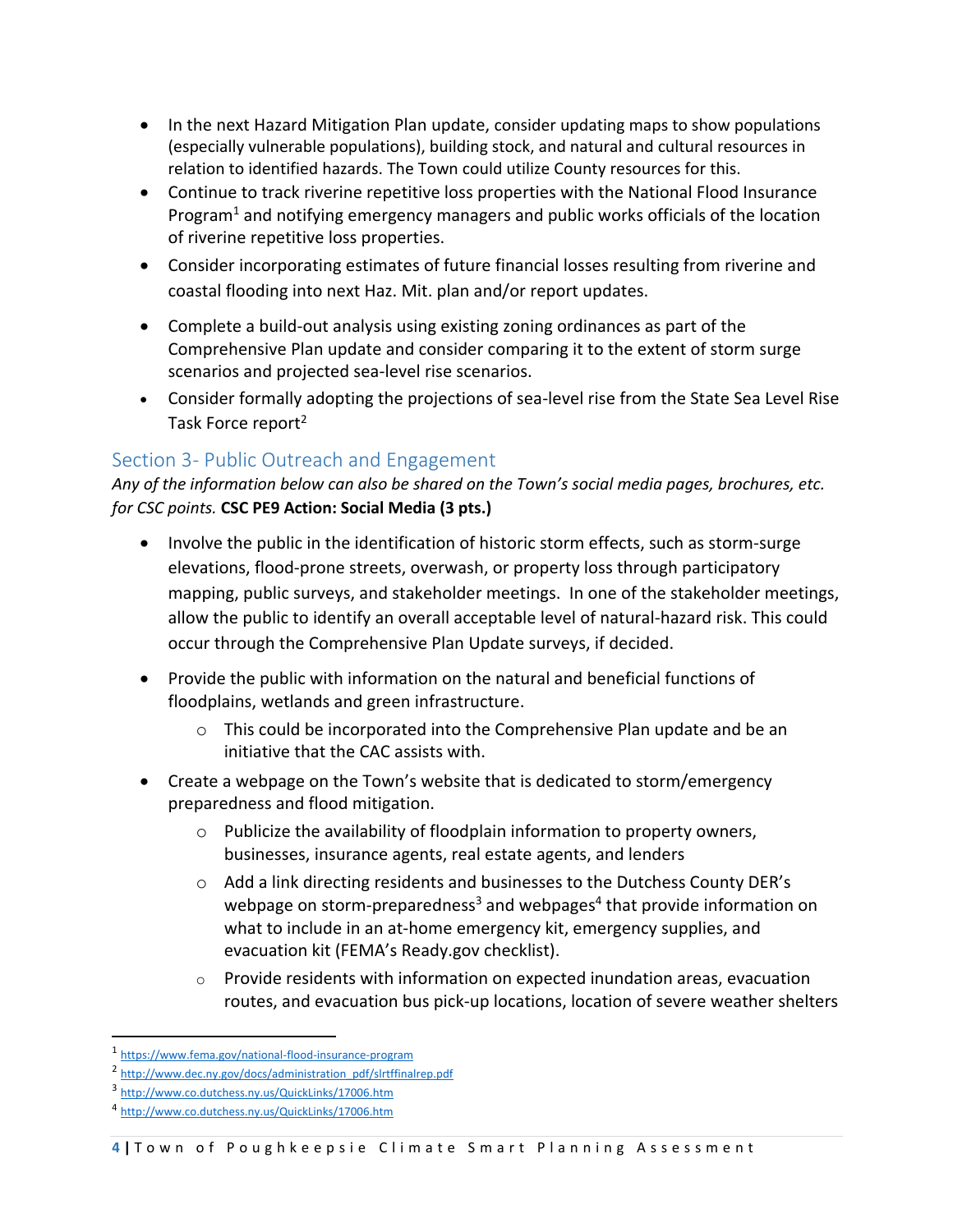- In the next Hazard Mitigation Plan update, consider updating maps to show populations (especially vulnerable populations), building stock, and natural and cultural resources in relation to identified hazards. The Town could utilize County resources for this.
- Continue to track riverine repetitive loss properties with the National Flood Insurance Program[1] and notifying emergency managers and public works officials of the location of riverine repetitive loss properties.
- Consider incorporating estimates of future financial losses resulting from riverine and coastal flooding into next Haz. Mit. plan and/or report updates.
- Complete a build-out analysis using existing zoning ordinances as part of the Comprehensive Plan update and consider comparing it to the extent of storm surge scenarios and projected sea-level rise scenarios.
- Consider formally adopting the projections of sea-level rise from the State Sea Level Rise Task Force report[2]

## Section 3- Public Outreach and Engagement

*Any of the information below can also be shared on the Town's social media pages, brochures, etc. for CSC points.* **CSC PE9 Action: Social Media (3 pts.)**

- Involve the public in the identification of historic storm effects, such as storm-surge elevations, flood-prone streets, overwash, or property loss through participatory mapping, public surveys, and stakeholder meetings. In one of the stakeholder meetings, allow the public to identify an overall acceptable level of natural-hazard risk. This could occur through the Comprehensive Plan Update surveys, if decided.
- Provide the public with information on the natural and beneficial functions of floodplains, wetlands and green infrastructure.
  - This could be incorporated into the Comprehensive Plan update and be an initiative that the CAC assists with.
- Create a webpage on the Town's website that is dedicated to storm/emergency preparedness and flood mitigation.
  - Publicize the availability of floodplain information to property owners, businesses, insurance agents, real estate agents, and lenders
  - Add a link directing residents and businesses to the Dutchess County DER's webpage on storm-preparedness[3] and webpages[4] that provide information on what to include in an at-home emergency kit, emergency supplies, and evacuation kit (FEMA's Ready.gov checklist).
  - Provide residents with information on expected inundation areas, evacuation routes, and evacuation bus pick-up locations, location of severe weather shelters

---

[1] https://www.fema.gov/national-flood-insurance-program

[2] http://www.dec.ny.gov/docs/administration_pdf/slrtffinalrep.pdf

[3] http://www.co.dutchess.ny.us/QuickLinks/17006.htm

[4] http://www.co.dutchess.ny.us/QuickLinks/17006.htm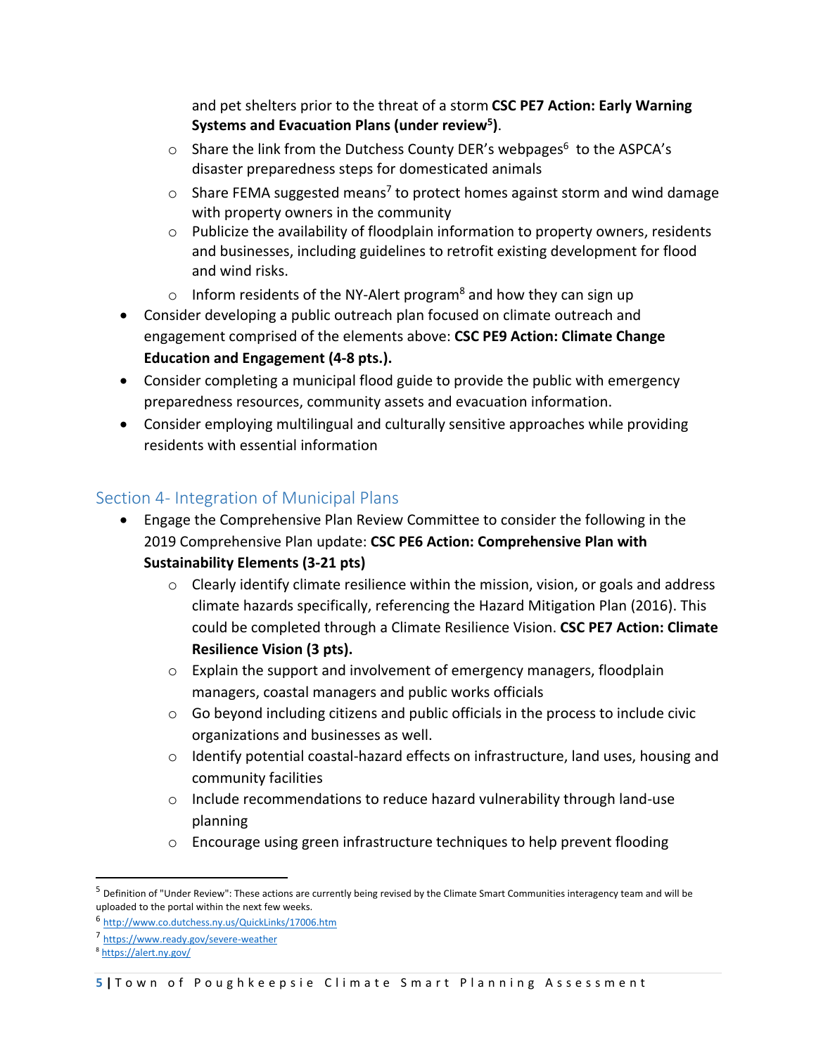and pet shelters prior to the threat of a storm **CSC PE7 Action: Early Warning Systems and Evacuation Plans (under review[5])**.
    - Share the link from the Dutchess County DER's webpages[6] to the ASPCA's disaster preparedness steps for domesticated animals
    - Share FEMA suggested means[7] to protect homes against storm and wind damage with property owners in the community
    - Publicize the availability of floodplain information to property owners, residents and businesses, including guidelines to retrofit existing development for flood and wind risks.
    - Inform residents of the NY-Alert program[8] and how they can sign up
- Consider developing a public outreach plan focused on climate outreach and engagement comprised of the elements above: **CSC PE9 Action: Climate Change Education and Engagement (4-8 pts.).**
- Consider completing a municipal flood guide to provide the public with emergency preparedness resources, community assets and evacuation information.
- Consider employing multilingual and culturally sensitive approaches while providing residents with essential information

## Section 4- Integration of Municipal Plans

- Engage the Comprehensive Plan Review Committee to consider the following in the 2019 Comprehensive Plan update: **CSC PE6 Action: Comprehensive Plan with Sustainability Elements (3-21 pts)**
    - Clearly identify climate resilience within the mission, vision, or goals and address climate hazards specifically, referencing the Hazard Mitigation Plan (2016). This could be completed through a Climate Resilience Vision. **CSC PE7 Action: Climate Resilience Vision (3 pts).**
    - Explain the support and involvement of emergency managers, floodplain managers, coastal managers and public works officials
    - Go beyond including citizens and public officials in the process to include civic organizations and businesses as well.
    - Identify potential coastal-hazard effects on infrastructure, land uses, housing and community facilities
    - Include recommendations to reduce hazard vulnerability through land-use planning
    - Encourage using green infrastructure techniques to help prevent flooding

---

[5] Definition of "Under Review": These actions are currently being revised by the Climate Smart Communities interagency team and will be uploaded to the portal within the next few weeks.

[6] http://www.co.dutchess.ny.us/QuickLinks/17006.htm

[7] https://www.ready.gov/severe-weather

[8] https://alert.ny.gov/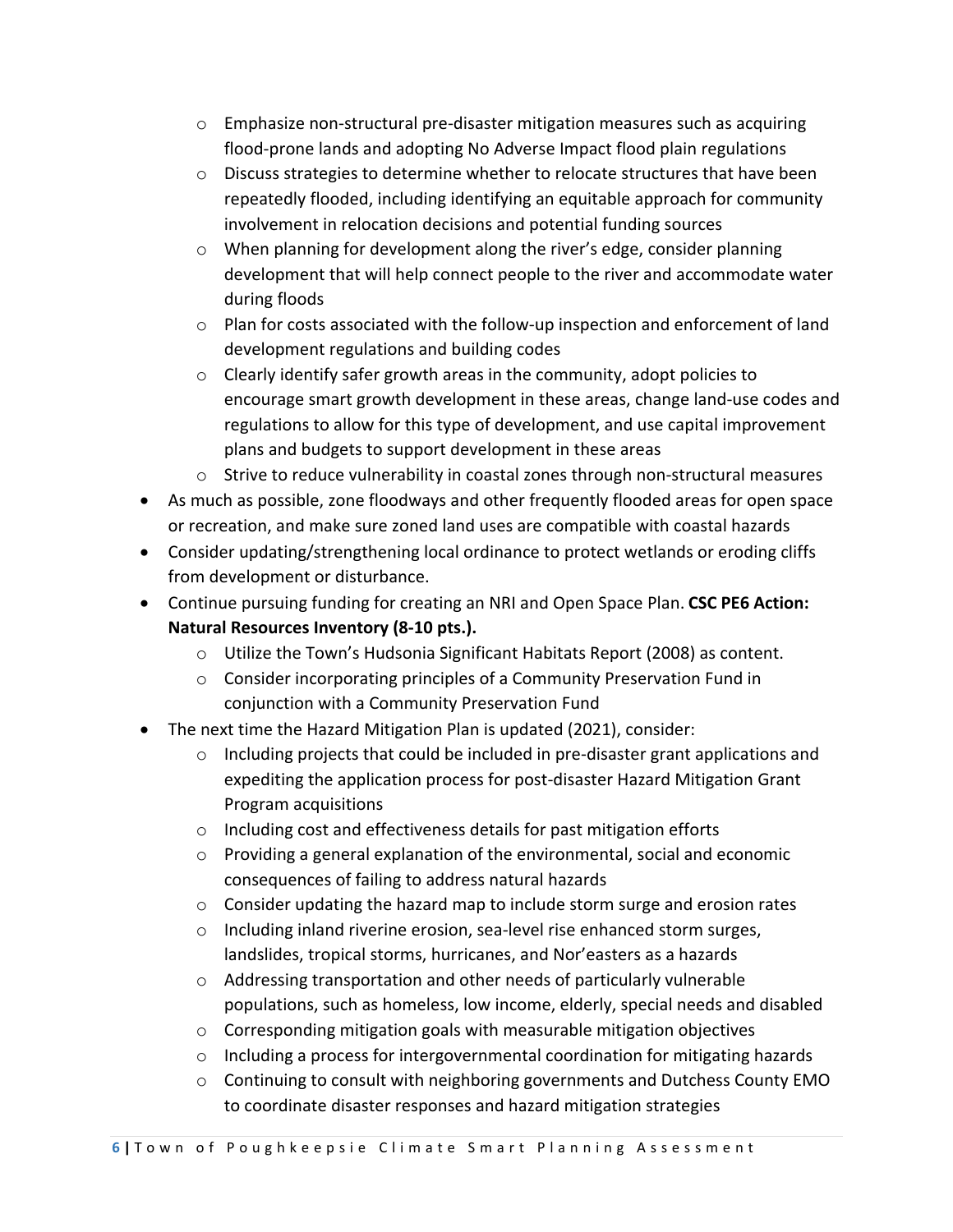- Emphasize non-structural pre-disaster mitigation measures such as acquiring flood-prone lands and adopting No Adverse Impact flood plain regulations
    - Discuss strategies to determine whether to relocate structures that have been repeatedly flooded, including identifying an equitable approach for community involvement in relocation decisions and potential funding sources
    - When planning for development along the river's edge, consider planning development that will help connect people to the river and accommodate water during floods
    - Plan for costs associated with the follow-up inspection and enforcement of land development regulations and building codes
    - Clearly identify safer growth areas in the community, adopt policies to encourage smart growth development in these areas, change land-use codes and regulations to allow for this type of development, and use capital improvement plans and budgets to support development in these areas
    - Strive to reduce vulnerability in coastal zones through non-structural measures
- As much as possible, zone floodways and other frequently flooded areas for open space or recreation, and make sure zoned land uses are compatible with coastal hazards
- Consider updating/strengthening local ordinance to protect wetlands or eroding cliffs from development or disturbance.
- Continue pursuing funding for creating an NRI and Open Space Plan. **CSC PE6 Action: Natural Resources Inventory (8-10 pts.).**
    - Utilize the Town's Hudsonia Significant Habitats Report (2008) as content.
    - Consider incorporating principles of a Community Preservation Fund in conjunction with a Community Preservation Fund
- The next time the Hazard Mitigation Plan is updated (2021), consider:
    - Including projects that could be included in pre-disaster grant applications and expediting the application process for post-disaster Hazard Mitigation Grant Program acquisitions
    - Including cost and effectiveness details for past mitigation efforts
    - Providing a general explanation of the environmental, social and economic consequences of failing to address natural hazards
    - Consider updating the hazard map to include storm surge and erosion rates
    - Including inland riverine erosion, sea-level rise enhanced storm surges, landslides, tropical storms, hurricanes, and Nor'easters as a hazards
    - Addressing transportation and other needs of particularly vulnerable populations, such as homeless, low income, elderly, special needs and disabled
    - Corresponding mitigation goals with measurable mitigation objectives
    - Including a process for intergovernmental coordination for mitigating hazards
    - Continuing to consult with neighboring governments and Dutchess County EMO to coordinate disaster responses and hazard mitigation strategies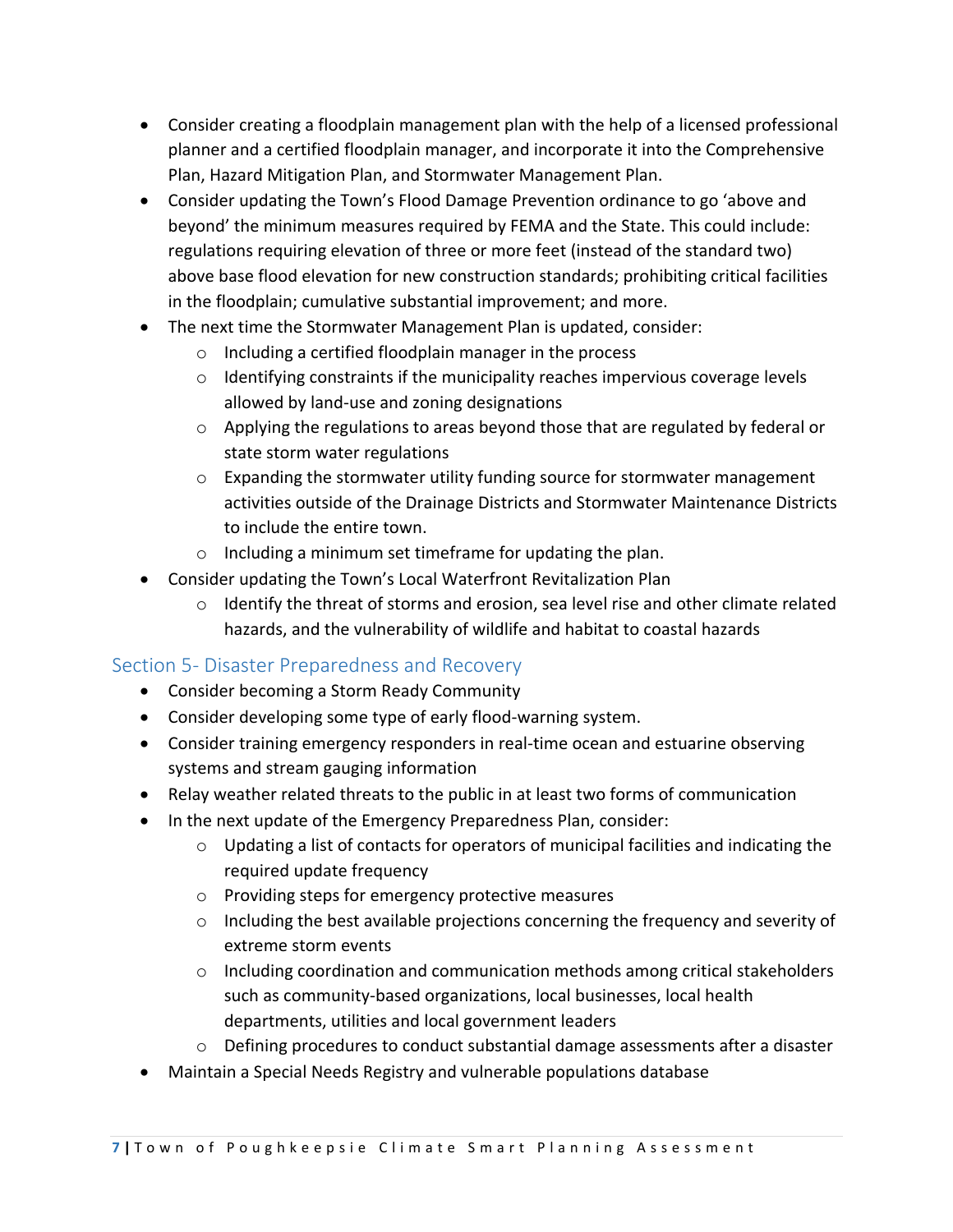- Consider creating a floodplain management plan with the help of a licensed professional planner and a certified floodplain manager, and incorporate it into the Comprehensive Plan, Hazard Mitigation Plan, and Stormwater Management Plan.
- Consider updating the Town's Flood Damage Prevention ordinance to go 'above and beyond' the minimum measures required by FEMA and the State. This could include: regulations requiring elevation of three or more feet (instead of the standard two) above base flood elevation for new construction standards; prohibiting critical facilities in the floodplain; cumulative substantial improvement; and more.
- The next time the Stormwater Management Plan is updated, consider:
    - Including a certified floodplain manager in the process
    - Identifying constraints if the municipality reaches impervious coverage levels allowed by land-use and zoning designations
    - Applying the regulations to areas beyond those that are regulated by federal or state storm water regulations
    - Expanding the stormwater utility funding source for stormwater management activities outside of the Drainage Districts and Stormwater Maintenance Districts to include the entire town.
    - Including a minimum set timeframe for updating the plan.
- Consider updating the Town's Local Waterfront Revitalization Plan
    - Identify the threat of storms and erosion, sea level rise and other climate related hazards, and the vulnerability of wildlife and habitat to coastal hazards

## Section 5- Disaster Preparedness and Recovery

- Consider becoming a Storm Ready Community
- Consider developing some type of early flood-warning system.
- Consider training emergency responders in real-time ocean and estuarine observing systems and stream gauging information
- Relay weather related threats to the public in at least two forms of communication
- In the next update of the Emergency Preparedness Plan, consider:
    - Updating a list of contacts for operators of municipal facilities and indicating the required update frequency
    - Providing steps for emergency protective measures
    - Including the best available projections concerning the frequency and severity of extreme storm events
    - Including coordination and communication methods among critical stakeholders such as community-based organizations, local businesses, local health departments, utilities and local government leaders
    - Defining procedures to conduct substantial damage assessments after a disaster
- Maintain a Special Needs Registry and vulnerable populations database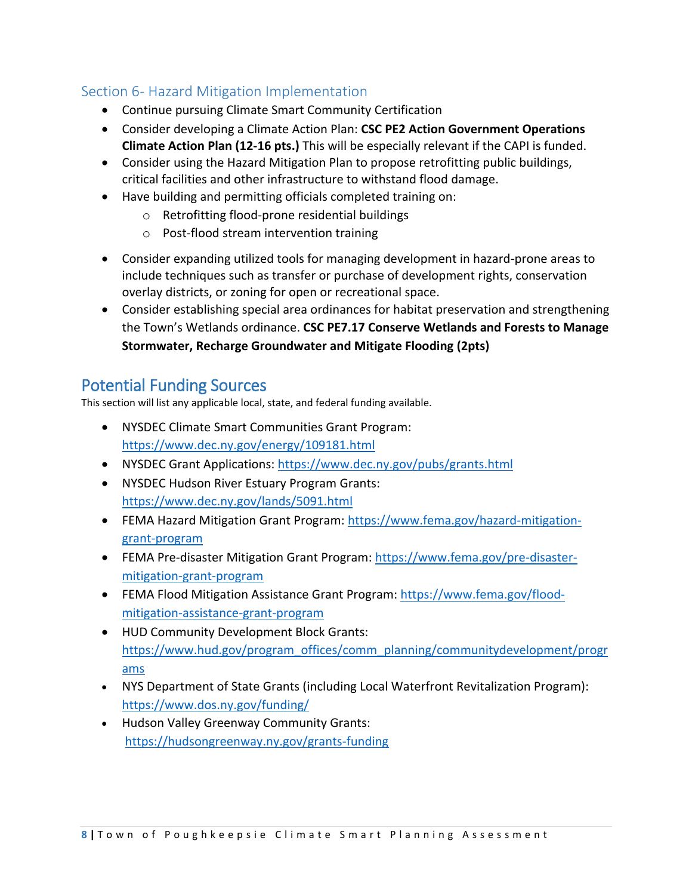### Section 6- Hazard Mitigation Implementation

- Continue pursuing Climate Smart Community Certification
- Consider developing a Climate Action Plan: **CSC PE2 Action Government Operations Climate Action Plan (12-16 pts.)** This will be especially relevant if the CAPI is funded.
- Consider using the Hazard Mitigation Plan to propose retrofitting public buildings, critical facilities and other infrastructure to withstand flood damage.
- Have building and permitting officials completed training on:
  - Retrofitting flood-prone residential buildings
  - Post-flood stream intervention training
- Consider expanding utilized tools for managing development in hazard-prone areas to include techniques such as transfer or purchase of development rights, conservation overlay districts, or zoning for open or recreational space.
- Consider establishing special area ordinances for habitat preservation and strengthening the Town's Wetlands ordinance. **CSC PE7.17 Conserve Wetlands and Forests to Manage Stormwater, Recharge Groundwater and Mitigate Flooding (2pts)**

## Potential Funding Sources

This section will list any applicable local, state, and federal funding available.

- NYSDEC Climate Smart Communities Grant Program: https://www.dec.ny.gov/energy/109181.html
- NYSDEC Grant Applications: https://www.dec.ny.gov/pubs/grants.html
- NYSDEC Hudson River Estuary Program Grants: https://www.dec.ny.gov/lands/5091.html
- FEMA Hazard Mitigation Grant Program: https://www.fema.gov/hazard-mitigation-grant-program
- FEMA Pre-disaster Mitigation Grant Program: https://www.fema.gov/pre-disaster-mitigation-grant-program
- FEMA Flood Mitigation Assistance Grant Program: https://www.fema.gov/flood-mitigation-assistance-grant-program
- HUD Community Development Block Grants: https://www.hud.gov/program_offices/comm_planning/communitydevelopment/programs
- NYS Department of State Grants (including Local Waterfront Revitalization Program): https://www.dos.ny.gov/funding/
- Hudson Valley Greenway Community Grants: https://hudsongreenway.ny.gov/grants-funding